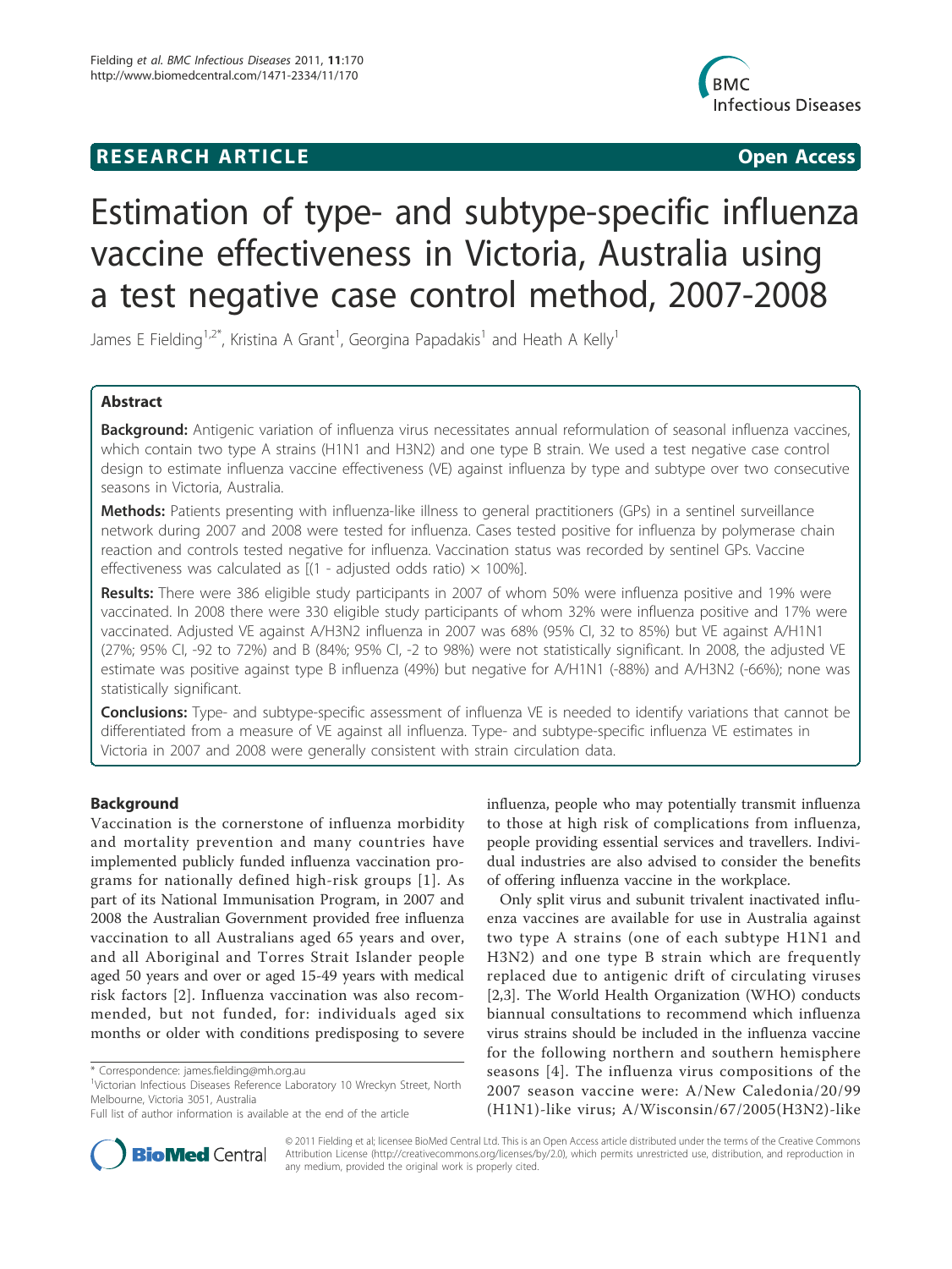**RESEARCH ARTICLE** **Open Access**

# Estimation of type- and subtype-specific influenza vaccine effectiveness in Victoria, Australia using a test negative case control method, 2007-2008

James E Fielding[1,2*], Kristina A Grant[1], Georgina Papadakis[1] and Heath A Kelly[1]

## Abstract

**Background:** Antigenic variation of influenza virus necessitates annual reformulation of seasonal influenza vaccines, which contain two type A strains (H1N1 and H3N2) and one type B strain. We used a test negative case control design to estimate influenza vaccine effectiveness (VE) against influenza by type and subtype over two consecutive seasons in Victoria, Australia.

**Methods:** Patients presenting with influenza-like illness to general practitioners (GPs) in a sentinel surveillance network during 2007 and 2008 were tested for influenza. Cases tested positive for influenza by polymerase chain reaction and controls tested negative for influenza. Vaccination status was recorded by sentinel GPs. Vaccine effectiveness was calculated as [(1 - adjusted odds ratio) × 100%].

**Results:** There were 386 eligible study participants in 2007 of whom 50% were influenza positive and 19% were vaccinated. In 2008 there were 330 eligible study participants of whom 32% were influenza positive and 17% were vaccinated. Adjusted VE against A/H3N2 influenza in 2007 was 68% (95% CI, 32 to 85%) but VE against A/H1N1 (27%; 95% CI, -92 to 72%) and B (84%; 95% CI, -2 to 98%) were not statistically significant. In 2008, the adjusted VE estimate was positive against type B influenza (49%) but negative for A/H1N1 (-88%) and A/H3N2 (-66%); none was statistically significant.

**Conclusions:** Type- and subtype-specific assessment of influenza VE is needed to identify variations that cannot be differentiated from a measure of VE against all influenza. Type- and subtype-specific influenza VE estimates in Victoria in 2007 and 2008 were generally consistent with strain circulation data.

## Background

Vaccination is the cornerstone of influenza morbidity and mortality prevention and many countries have implemented publicly funded influenza vaccination programs for nationally defined high-risk groups [1]. As part of its National Immunisation Program, in 2007 and 2008 the Australian Government provided free influenza vaccination to all Australians aged 65 years and over, and all Aboriginal and Torres Strait Islander people aged 50 years and over or aged 15-49 years with medical risk factors [2]. Influenza vaccination was also recommended, but not funded, for: individuals aged six months or older with conditions predisposing to severe influenza, people who may potentially transmit influenza to those at high risk of complications from influenza, people providing essential services and travellers. Individual industries are also advised to consider the benefits of offering influenza vaccine in the workplace.

Only split virus and subunit trivalent inactivated influenza vaccines are available for use in Australia against two type A strains (one of each subtype H1N1 and H3N2) and one type B strain which are frequently replaced due to antigenic drift of circulating viruses [2,3]. The World Health Organization (WHO) conducts biannual consultations to recommend which influenza virus strains should be included in the influenza vaccine for the following northern and southern hemisphere seasons [4]. The influenza virus compositions of the 2007 season vaccine were: A/New Caledonia/20/99 (H1N1)-like virus; A/Wisconsin/67/2005(H3N2)-like

\* Correspondence: james.fielding@mh.org.au
[1]Victorian Infectious Diseases Reference Laboratory 10 Wreckyn Street, North Melbourne, Victoria 3051, Australia
Full list of author information is available at the end of the article

© 2011 Fielding et al; licensee BioMed Central Ltd. This is an Open Access article distributed under the terms of the Creative Commons Attribution License (http://creativecommons.org/licenses/by/2.0), which permits unrestricted use, distribution, and reproduction in any medium, provided the original work is properly cited.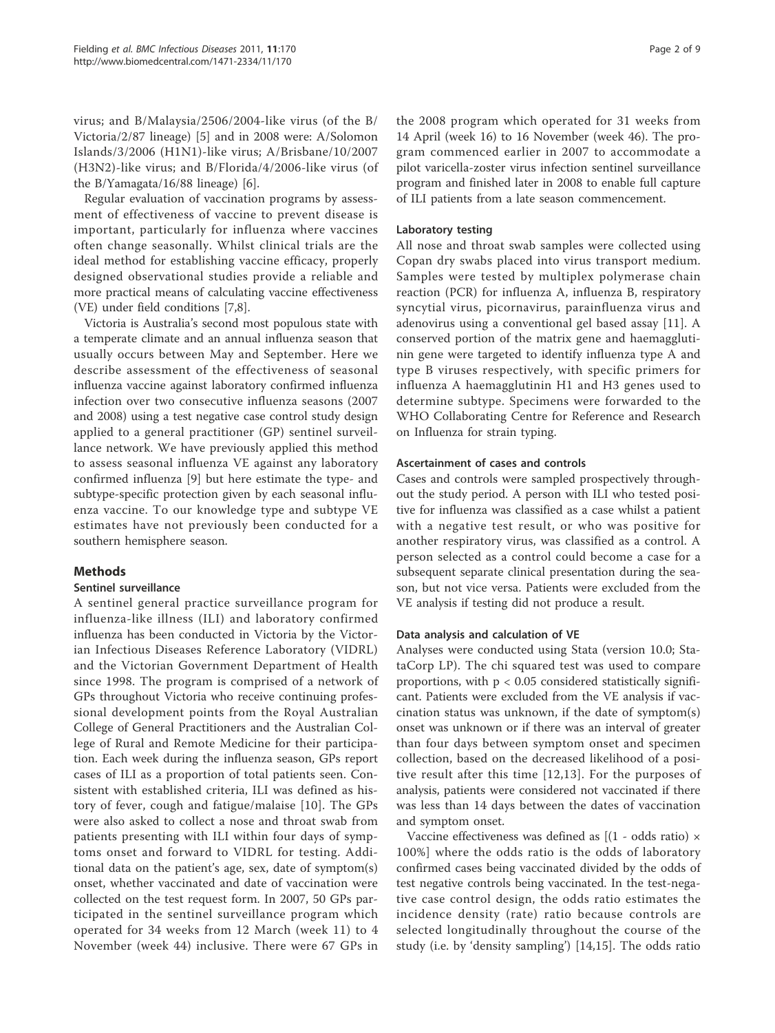virus; and B/Malaysia/2506/2004-like virus (of the B/Victoria/2/87 lineage) [5] and in 2008 were: A/Solomon Islands/3/2006 (H1N1)-like virus; A/Brisbane/10/2007 (H3N2)-like virus; and B/Florida/4/2006-like virus (of the B/Yamagata/16/88 lineage) [6].

Regular evaluation of vaccination programs by assessment of effectiveness of vaccine to prevent disease is important, particularly for influenza where vaccines often change seasonally. Whilst clinical trials are the ideal method for establishing vaccine efficacy, properly designed observational studies provide a reliable and more practical means of calculating vaccine effectiveness (VE) under field conditions [7,8].

Victoria is Australia's second most populous state with a temperate climate and an annual influenza season that usually occurs between May and September. Here we describe assessment of the effectiveness of seasonal influenza vaccine against laboratory confirmed influenza infection over two consecutive influenza seasons (2007 and 2008) using a test negative case control study design applied to a general practitioner (GP) sentinel surveillance network. We have previously applied this method to assess seasonal influenza VE against any laboratory confirmed influenza [9] but here estimate the type- and subtype-specific protection given by each seasonal influenza vaccine. To our knowledge type and subtype VE estimates have not previously been conducted for a southern hemisphere season.

## Methods

### Sentinel surveillance

A sentinel general practice surveillance program for influenza-like illness (ILI) and laboratory confirmed influenza has been conducted in Victoria by the Victorian Infectious Diseases Reference Laboratory (VIDRL) and the Victorian Government Department of Health since 1998. The program is comprised of a network of GPs throughout Victoria who receive continuing professional development points from the Royal Australian College of General Practitioners and the Australian College of Rural and Remote Medicine for their participation. Each week during the influenza season, GPs report cases of ILI as a proportion of total patients seen. Consistent with established criteria, ILI was defined as history of fever, cough and fatigue/malaise [10]. The GPs were also asked to collect a nose and throat swab from patients presenting with ILI within four days of symptoms onset and forward to VIDRL for testing. Additional data on the patient's age, sex, date of symptom(s) onset, whether vaccinated and date of vaccination were collected on the test request form. In 2007, 50 GPs participated in the sentinel surveillance program which operated for 34 weeks from 12 March (week 11) to 4 November (week 44) inclusive. There were 67 GPs in the 2008 program which operated for 31 weeks from 14 April (week 16) to 16 November (week 46). The program commenced earlier in 2007 to accommodate a pilot varicella-zoster virus infection sentinel surveillance program and finished later in 2008 to enable full capture of ILI patients from a late season commencement.

### Laboratory testing

All nose and throat swab samples were collected using Copan dry swabs placed into virus transport medium. Samples were tested by multiplex polymerase chain reaction (PCR) for influenza A, influenza B, respiratory syncytial virus, picornavirus, parainfluenza virus and adenovirus using a conventional gel based assay [11]. A conserved portion of the matrix gene and haemagglutinin gene were targeted to identify influenza type A and type B viruses respectively, with specific primers for influenza A haemagglutinin H1 and H3 genes used to determine subtype. Specimens were forwarded to the WHO Collaborating Centre for Reference and Research on Influenza for strain typing.

### Ascertainment of cases and controls

Cases and controls were sampled prospectively throughout the study period. A person with ILI who tested positive for influenza was classified as a case whilst a patient with a negative test result, or who was positive for another respiratory virus, was classified as a control. A person selected as a control could become a case for a subsequent separate clinical presentation during the season, but not vice versa. Patients were excluded from the VE analysis if testing did not produce a result.

### Data analysis and calculation of VE

Analyses were conducted using Stata (version 10.0; StataCorp LP). The chi squared test was used to compare proportions, with $p < 0.05$ considered statistically significant. Patients were excluded from the VE analysis if vaccination status was unknown, if the date of symptom(s) onset was unknown or if there was an interval of greater than four days between symptom onset and specimen collection, based on the decreased likelihood of a positive result after this time [12,13]. For the purposes of analysis, patients were considered not vaccinated if there was less than 14 days between the dates of vaccination and symptom onset.

Vaccine effectiveness was defined as $[(1 - \text{odds ratio}) \times 100\%]$ where the odds ratio is the odds of laboratory confirmed cases being vaccinated divided by the odds of test negative controls being vaccinated. In the test-negative case control design, the odds ratio estimates the incidence density (rate) ratio because controls are selected longitudinally throughout the course of the study (i.e. by 'density sampling') [14,15]. The odds ratio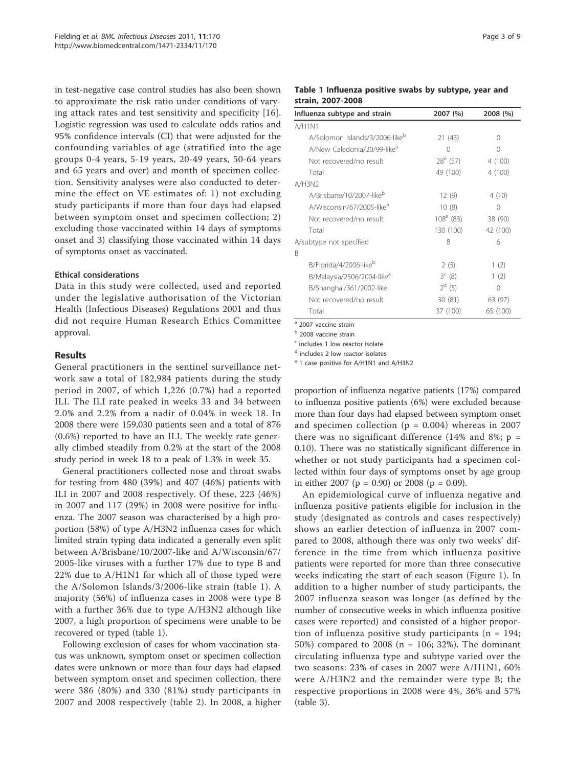in test-negative case control studies has also been shown to approximate the risk ratio under conditions of varying attack rates and test sensitivity and specificity [16]. Logistic regression was used to calculate odds ratios and 95% confidence intervals (CI) that were adjusted for the confounding variables of age (stratified into the age groups 0-4 years, 5-19 years, 20-49 years, 50-64 years and 65 years and over) and month of specimen collection. Sensitivity analyses were also conducted to determine the effect on VE estimates of: 1) not excluding study participants if more than four days had elapsed between symptom onset and specimen collection; 2) excluding those vaccinated within 14 days of symptoms onset and 3) classifying those vaccinated within 14 days of symptoms onset as vaccinated.

### Ethical considerations

Data in this study were collected, used and reported under the legislative authorisation of the Victorian Health (Infectious Diseases) Regulations 2001 and thus did not require Human Research Ethics Committee approval.

## Results

General practitioners in the sentinel surveillance network saw a total of 182,984 patients during the study period in 2007, of which 1,226 (0.7%) had a reported ILI. The ILI rate peaked in weeks 33 and 34 between 2.0% and 2.2% from a nadir of 0.04% in week 18. In 2008 there were 159,030 patients seen and a total of 876 (0.6%) reported to have an ILI. The weekly rate generally climbed steadily from 0.2% at the start of the 2008 study period in week 18 to a peak of 1.3% in week 35.

General practitioners collected nose and throat swabs for testing from 480 (39%) and 407 (46%) patients with ILI in 2007 and 2008 respectively. Of these, 223 (46%) in 2007 and 117 (29%) in 2008 were positive for influenza. The 2007 season was characterised by a high proportion (58%) of type A/H3N2 influenza cases for which limited strain typing data indicated a generally even split between A/Brisbane/10/2007-like and A/Wisconsin/67/2005-like viruses with a further 17% due to type B and 22% due to A/H1N1 for which all of those typed were the A/Solomon Islands/3/2006-like strain (table 1). A majority (56%) of influenza cases in 2008 were type B with a further 36% due to type A/H3N2 although like 2007, a high proportion of specimens were unable to be recovered or typed (table 1).

Following exclusion of cases for whom vaccination status was unknown, symptom onset or specimen collection dates were unknown or more than four days had elapsed between symptom onset and specimen collection, there were 386 (80%) and 330 (81%) study participants in 2007 and 2008 respectively (table 2). In 2008, a higher proportion of influenza negative patients (17%) compared to influenza positive patients (6%) were excluded because more than four days had elapsed between symptom onset and specimen collection ($p = 0.004$) whereas in 2007 there was no significant difference (14% and 8%; $p = 0.10$). There was no statistically significant difference in whether or not study participants had a specimen collected within four days of symptoms onset by age group in either 2007 ($p = 0.90$) or 2008 ($p = 0.09$).

An epidemiological curve of influenza negative and influenza positive patients eligible for inclusion in the study (designated as controls and cases respectively) shows an earlier detection of influenza in 2007 compared to 2008, although there was only two weeks' difference in the time from which influenza positive patients were reported for more than three consecutive weeks indicating the start of each season (Figure 1). In addition to a higher number of study participants, the 2007 influenza season was longer (as defined by the number of consecutive weeks in which influenza positive cases were reported) and consisted of a higher proportion of influenza positive study participants ($n = 194$; 50%) compared to 2008 ($n = 106$; 32%). The dominant circulating influenza type and subtype varied over the two seasons: 23% of cases in 2007 were A/H1N1, 60% were A/H3N2 and the remainder were type B; the respective proportions in 2008 were 4%, 36% and 57% (table 3).

**Table 1 Influenza positive swabs by subtype, year and strain, 2007-2008**

| Influenza subtype and strain | 2007 (%) | 2008 (%) |
|---|---|---|
| A/H1N1 | | |
| A/Solomon Islands/3/2006-like[b] | 21 (43) | 0 |
| A/New Caledonia/20/99-like[a] | 0 | 0 |
| Not recovered/no result | 28[e] (57) | 4 (100) |
| Total | 49 (100) | 4 (100) |
| A/H3N2 | | |
| A/Brisbane/10/2007-like[b] | 12 (9) | 4 (10) |
| A/Wisconsin/67/2005-like[a] | 10 (8) | 0 |
| Not recovered/no result | 108[e] (83) | 38 (90) |
| Total | 130 (100) | 42 (100) |
| A/subtype not specified | 8 | 6 |
| B | | |
| B/Florida/4/2006-like[b] | 2 (5) | 1 (2) |
| B/Malaysia/2506/2004-like[a] | 3[c] (8) | 1 (2) |
| B/Shanghai/361/2002-like | 2[d] (5) | 0 |
| Not recovered/no result | 30 (81) | 63 (97) |
| Total | 37 (100) | 65 (100) |

[a] 2007 vaccine strain

[b] 2008 vaccine strain

[c] includes 1 low reactor isolate

[d] includes 2 low reactor isolates

[e] 1 case positive for A/H1N1 and A/H3N2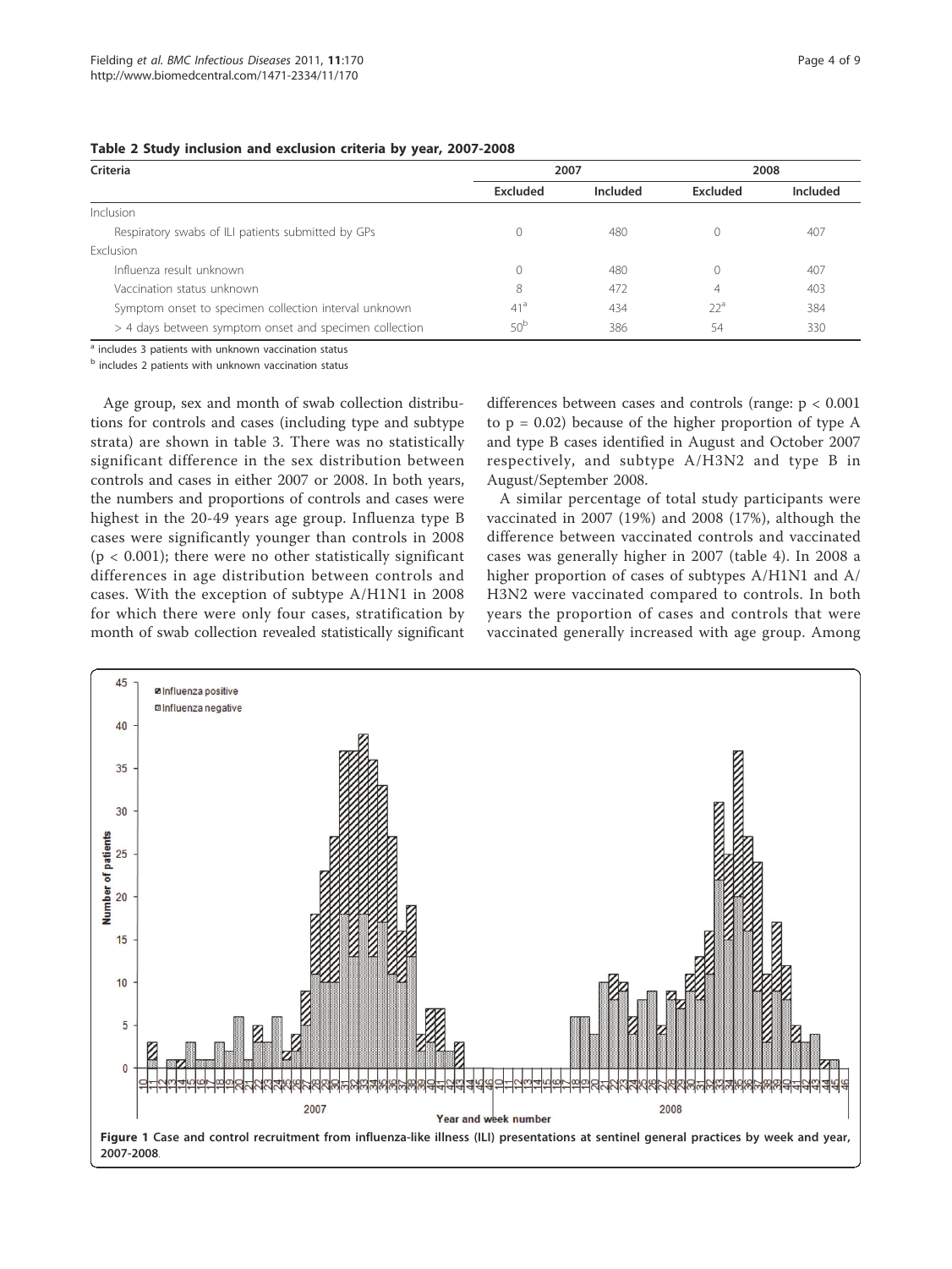**Table 2 Study inclusion and exclusion criteria by year, 2007-2008**

| Criteria | 2007 | | 2008 | |
|---|---|---|---|---|
| | Excluded | Included | Excluded | Included |
| Inclusion | | | | |
| Respiratory swabs of ILI patients submitted by GPs | 0 | 480 | 0 | 407 |
| Exclusion | | | | |
| Influenza result unknown | 0 | 480 | 0 | 407 |
| Vaccination status unknown | 8 | 472 | 4 | 403 |
| Symptom onset to specimen collection interval unknown | 41[a] | 434 | 22[a] | 384 |
| > 4 days between symptom onset and specimen collection | 50[b] | 386 | 54 | 330 |

[a] includes 3 patients with unknown vaccination status

[b] includes 2 patients with unknown vaccination status

Age group, sex and month of swab collection distributions for controls and cases (including type and subtype strata) are shown in table 3. There was no statistically significant difference in the sex distribution between controls and cases in either 2007 or 2008. In both years, the numbers and proportions of controls and cases were highest in the 20-49 years age group. Influenza type B cases were significantly younger than controls in 2008 ($p < 0.001$); there were no other statistically significant differences in age distribution between controls and cases. With the exception of subtype A/H1N1 in 2008 for which there were only four cases, stratification by month of swab collection revealed statistically significant differences between cases and controls (range: $p < 0.001$ to $p = 0.02$) because of the higher proportion of type A and type B cases identified in August and October 2007 respectively, and subtype A/H3N2 and type B in August/September 2008.

A similar percentage of total study participants were vaccinated in 2007 (19%) and 2008 (17%), although the difference between vaccinated controls and vaccinated cases was generally higher in 2007 (table 4). In 2008 a higher proportion of cases of subtypes A/H1N1 and A/H3N2 were vaccinated compared to controls. In both years the proportion of cases and controls that were vaccinated generally increased with age group. Among

**Figure 1** Case and control recruitment from influenza-like illness (ILI) presentations at sentinel general practices by week and year, 2007-2008.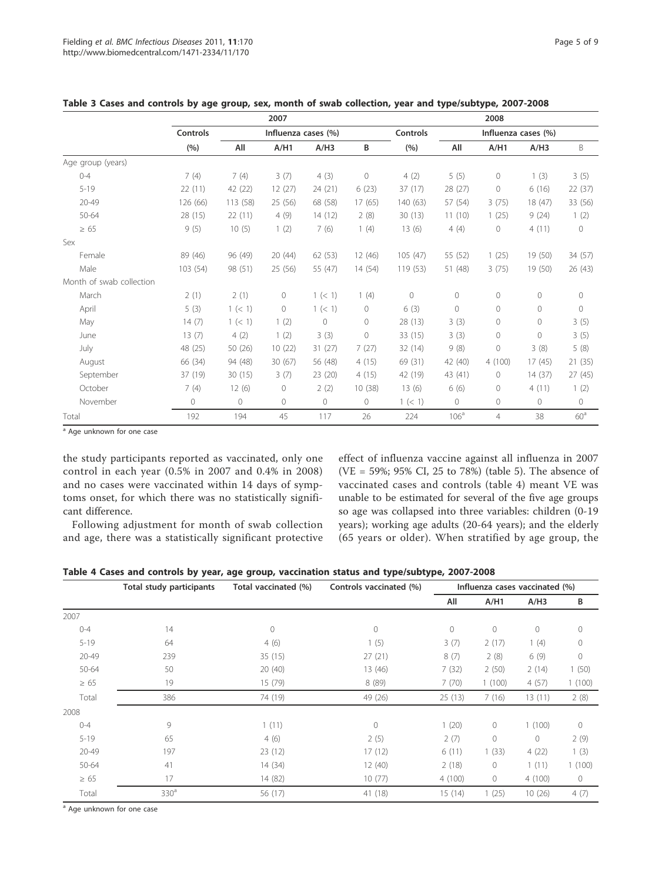**Table 3 Cases and controls by age group, sex, month of swab collection, year and type/subtype, 2007-2008**

| | 2007 | | | | | 2008 | | | | |
|---|---|---|---|---|---|---|---|---|---|---|
| | Controls | Influenza cases (%) | | | | Controls | Influenza cases (%) | | | |
| | (%) | All | A/H1 | A/H3 | B | (%) | All | A/H1 | A/H3 | B |
| Age group (years) | | | | | | | | | | |
| 0-4 | 7 (4) | 7 (4) | 3 (7) | 4 (3) | 0 | 4 (2) | 5 (5) | 0 | 1 (3) | 3 (5) |
| 5-19 | 22 (11) | 42 (22) | 12 (27) | 24 (21) | 6 (23) | 37 (17) | 28 (27) | 0 | 6 (16) | 22 (37) |
| 20-49 | 126 (66) | 113 (58) | 25 (56) | 68 (58) | 17 (65) | 140 (63) | 57 (54) | 3 (75) | 18 (47) | 33 (56) |
| 50-64 | 28 (15) | 22 (11) | 4 (9) | 14 (12) | 2 (8) | 30 (13) | 11 (10) | 1 (25) | 9 (24) | 1 (2) |
| ≥ 65 | 9 (5) | 10 (5) | 1 (2) | 7 (6) | 1 (4) | 13 (6) | 4 (4) | 0 | 4 (11) | 0 |
| Sex | | | | | | | | | | |
| Female | 89 (46) | 96 (49) | 20 (44) | 62 (53) | 12 (46) | 105 (47) | 55 (52) | 1 (25) | 19 (50) | 34 (57) |
| Male | 103 (54) | 98 (51) | 25 (56) | 55 (47) | 14 (54) | 119 (53) | 51 (48) | 3 (75) | 19 (50) | 26 (43) |
| Month of swab collection | | | | | | | | | | |
| March | 2 (1) | 2 (1) | 0 | 1 (< 1) | 1 (4) | 0 | 0 | 0 | 0 | 0 |
| April | 5 (3) | 1 (< 1) | 0 | 1 (< 1) | 0 | 6 (3) | 0 | 0 | 0 | 0 |
| May | 14 (7) | 1 (< 1) | 1 (2) | 0 | 0 | 28 (13) | 3 (3) | 0 | 0 | 3 (5) |
| June | 13 (7) | 4 (2) | 1 (2) | 3 (3) | 0 | 33 (15) | 3 (3) | 0 | 0 | 3 (5) |
| July | 48 (25) | 50 (26) | 10 (22) | 31 (27) | 7 (27) | 32 (14) | 9 (8) | 0 | 3 (8) | 5 (8) |
| August | 66 (34) | 94 (48) | 30 (67) | 56 (48) | 4 (15) | 69 (31) | 42 (40) | 4 (100) | 17 (45) | 21 (35) |
| September | 37 (19) | 30 (15) | 3 (7) | 23 (20) | 4 (15) | 42 (19) | 43 (41) | 0 | 14 (37) | 27 (45) |
| October | 7 (4) | 12 (6) | 0 | 2 (2) | 10 (38) | 13 (6) | 6 (6) | 0 | 4 (11) | 1 (2) |
| November | 0 | 0 | 0 | 0 | 0 | 1 (< 1) | 0 | 0 | 0 | 0 |
| Total | 192 | 194 | 45 | 117 | 26 | 224 | 106[a] | 4 | 38 | 60[a] |

[a] Age unknown for one case

the study participants reported as vaccinated, only one control in each year (0.5% in 2007 and 0.4% in 2008) and no cases were vaccinated within 14 days of symptoms onset, for which there was no statistically significant difference.

Following adjustment for month of swab collection and age, there was a statistically significant protective effect of influenza vaccine against all influenza in 2007 (VE = 59%; 95% CI, 25 to 78%) (table 5). The absence of vaccinated cases and controls (table 4) meant VE was unable to be estimated for several of the five age groups so age was collapsed into three variables: children (0-19 years); working age adults (20-64 years); and the elderly (65 years or older). When stratified by age group, the

**Table 4 Cases and controls by year, age group, vaccination status and type/subtype, 2007-2008**

| | Total study participants | Total vaccinated (%) | Controls vaccinated (%) | Influenza cases vaccinated (%) | | | |
|---|---|---|---|---|---|---|---|
| | | | | All | A/H1 | A/H3 | B |
| 2007 | | | | | | | |
| 0-4 | 14 | 0 | 0 | 0 | 0 | 0 | 0 |
| 5-19 | 64 | 4 (6) | 1 (5) | 3 (7) | 2 (17) | 1 (4) | 0 |
| 20-49 | 239 | 35 (15) | 27 (21) | 8 (7) | 2 (8) | 6 (9) | 0 |
| 50-64 | 50 | 20 (40) | 13 (46) | 7 (32) | 2 (50) | 2 (14) | 1 (50) |
| ≥ 65 | 19 | 15 (79) | 8 (89) | 7 (70) | 1 (100) | 4 (57) | 1 (100) |
| Total | 386 | 74 (19) | 49 (26) | 25 (13) | 7 (16) | 13 (11) | 2 (8) |
| 2008 | | | | | | | |
| 0-4 | 9 | 1 (11) | 0 | 1 (20) | 0 | 1 (100) | 0 |
| 5-19 | 65 | 4 (6) | 2 (5) | 2 (7) | 0 | 0 | 2 (9) |
| 20-49 | 197 | 23 (12) | 17 (12) | 6 (11) | 1 (33) | 4 (22) | 1 (3) |
| 50-64 | 41 | 14 (34) | 12 (40) | 2 (18) | 0 | 1 (11) | 1 (100) |
| ≥ 65 | 17 | 14 (82) | 10 (77) | 4 (100) | 0 | 4 (100) | 0 |
| Total | 330[a] | 56 (17) | 41 (18) | 15 (14) | 1 (25) | 10 (26) | 4 (7) |

[a] Age unknown for one case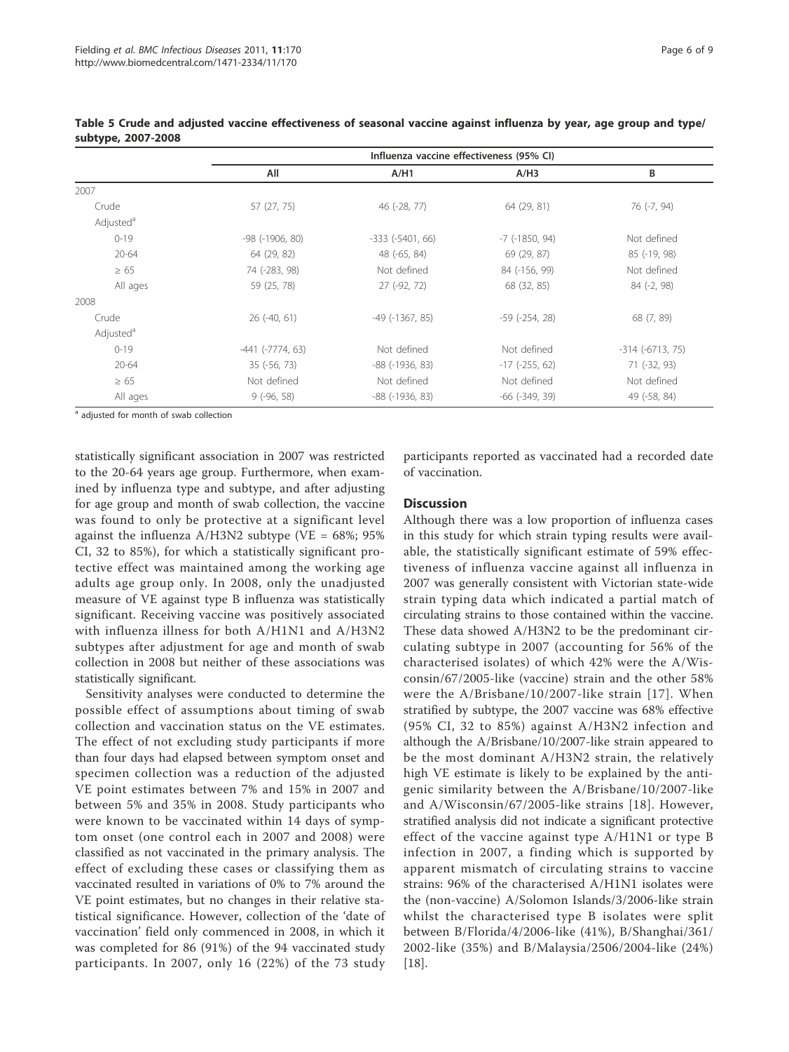**Table 5 Crude and adjusted vaccine effectiveness of seasonal vaccine against influenza by year, age group and type/subtype, 2007-2008**

| | Influenza vaccine effectiveness (95% CI) | | | |
|---|---|---|---|---|
| | All | A/H1 | A/H3 | B |
| 2007 | | | | |
| Crude | 57 (27, 75) | 46 (-28, 77) | 64 (29, 81) | 76 (-7, 94) |
| Adjusted[a] | | | | |
| 0-19 | -98 (-1906, 80) | -333 (-5401, 66) | -7 (-1850, 94) | Not defined |
| 20-64 | 64 (29, 82) | 48 (-65, 84) | 69 (29, 87) | 85 (-19, 98) |
| ≥ 65 | 74 (-283, 98) | Not defined | 84 (-156, 99) | Not defined |
| All ages | 59 (25, 78) | 27 (-92, 72) | 68 (32, 85) | 84 (-2, 98) |
| 2008 | | | | |
| Crude | 26 (-40, 61) | -49 (-1367, 85) | -59 (-254, 28) | 68 (7, 89) |
| Adjusted[a] | | | | |
| 0-19 | -441 (-7774, 63) | Not defined | Not defined | -314 (-6713, 75) |
| 20-64 | 35 (-56, 73) | -88 (-1936, 83) | -17 (-255, 62) | 71 (-32, 93) |
| ≥ 65 | Not defined | Not defined | Not defined | Not defined |
| All ages | 9 (-96, 58) | -88 (-1936, 83) | -66 (-349, 39) | 49 (-58, 84) |

[a] adjusted for month of swab collection

statistically significant association in 2007 was restricted to the 20-64 years age group. Furthermore, when examined by influenza type and subtype, and after adjusting for age group and month of swab collection, the vaccine was found to only be protective at a significant level against the influenza A/H3N2 subtype (VE = 68%; 95% CI, 32 to 85%), for which a statistically significant protective effect was maintained among the working age adults age group only. In 2008, only the unadjusted measure of VE against type B influenza was statistically significant. Receiving vaccine was positively associated with influenza illness for both A/H1N1 and A/H3N2 subtypes after adjustment for age and month of swab collection in 2008 but neither of these associations was statistically significant.

Sensitivity analyses were conducted to determine the possible effect of assumptions about timing of swab collection and vaccination status on the VE estimates. The effect of not excluding study participants if more than four days had elapsed between symptom onset and specimen collection was a reduction of the adjusted VE point estimates between 7% and 15% in 2007 and between 5% and 35% in 2008. Study participants who were known to be vaccinated within 14 days of symptom onset (one control each in 2007 and 2008) were classified as not vaccinated in the primary analysis. The effect of excluding these cases or classifying them as vaccinated resulted in variations of 0% to 7% around the VE point estimates, but no changes in their relative statistical significance. However, collection of the 'date of vaccination' field only commenced in 2008, in which it was completed for 86 (91%) of the 94 vaccinated study participants. In 2007, only 16 (22%) of the 73 study participants reported as vaccinated had a recorded date of vaccination.

## Discussion

Although there was a low proportion of influenza cases in this study for which strain typing results were available, the statistically significant estimate of 59% effectiveness of influenza vaccine against all influenza in 2007 was generally consistent with Victorian state-wide strain typing data which indicated a partial match of circulating strains to those contained within the vaccine. These data showed A/H3N2 to be the predominant circulating subtype in 2007 (accounting for 56% of the characterised isolates) of which 42% were the A/Wisconsin/67/2005-like (vaccine) strain and the other 58% were the A/Brisbane/10/2007-like strain [17]. When stratified by subtype, the 2007 vaccine was 68% effective (95% CI, 32 to 85%) against A/H3N2 infection and although the A/Brisbane/10/2007-like strain appeared to be the most dominant A/H3N2 strain, the relatively high VE estimate is likely to be explained by the antigenic similarity between the A/Brisbane/10/2007-like and A/Wisconsin/67/2005-like strains [18]. However, stratified analysis did not indicate a significant protective effect of the vaccine against type A/H1N1 or type B infection in 2007, a finding which is supported by apparent mismatch of circulating strains to vaccine strains: 96% of the characterised A/H1N1 isolates were the (non-vaccine) A/Solomon Islands/3/2006-like strain whilst the characterised type B isolates were split between B/Florida/4/2006-like (41%), B/Shanghai/361/2002-like (35%) and B/Malaysia/2506/2004-like (24%) [18].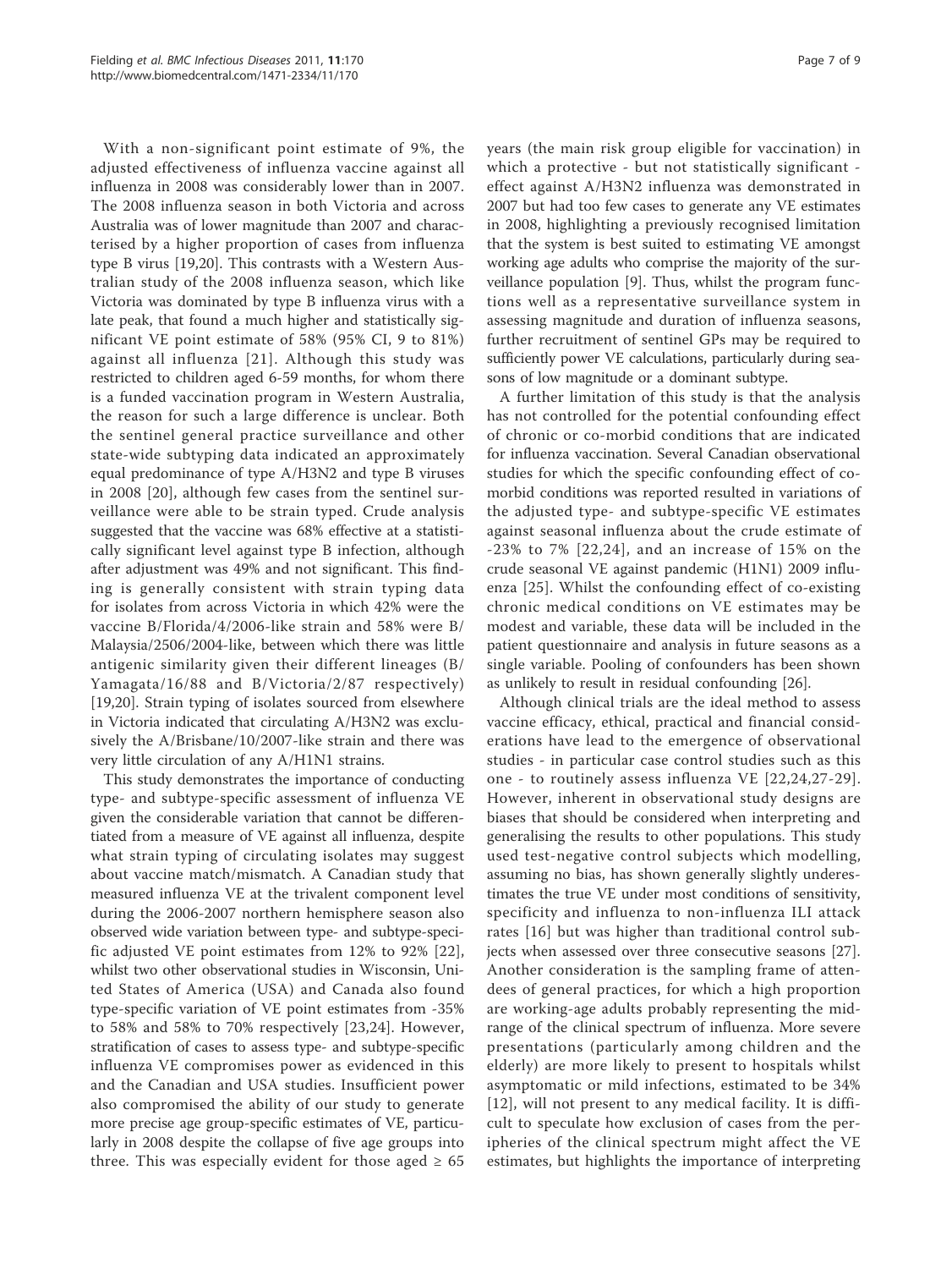With a non-significant point estimate of 9%, the adjusted effectiveness of influenza vaccine against all influenza in 2008 was considerably lower than in 2007. The 2008 influenza season in both Victoria and across Australia was of lower magnitude than 2007 and characterised by a higher proportion of cases from influenza type B virus [19,20]. This contrasts with a Western Australian study of the 2008 influenza season, which like Victoria was dominated by type B influenza virus with a late peak, that found a much higher and statistically significant VE point estimate of 58% (95% CI, 9 to 81%) against all influenza [21]. Although this study was restricted to children aged 6-59 months, for whom there is a funded vaccination program in Western Australia, the reason for such a large difference is unclear. Both the sentinel general practice surveillance and other state-wide subtyping data indicated an approximately equal predominance of type A/H3N2 and type B viruses in 2008 [20], although few cases from the sentinel surveillance were able to be strain typed. Crude analysis suggested that the vaccine was 68% effective at a statistically significant level against type B infection, although after adjustment was 49% and not significant. This finding is generally consistent with strain typing data for isolates from across Victoria in which 42% were the vaccine B/Florida/4/2006-like strain and 58% were B/Malaysia/2506/2004-like, between which there was little antigenic similarity given their different lineages (B/Yamagata/16/88 and B/Victoria/2/87 respectively) [19,20]. Strain typing of isolates sourced from elsewhere in Victoria indicated that circulating A/H3N2 was exclusively the A/Brisbane/10/2007-like strain and there was very little circulation of any A/H1N1 strains.

This study demonstrates the importance of conducting type- and subtype-specific assessment of influenza VE given the considerable variation that cannot be differentiated from a measure of VE against all influenza, despite what strain typing of circulating isolates may suggest about vaccine match/mismatch. A Canadian study that measured influenza VE at the trivalent component level during the 2006-2007 northern hemisphere season also observed wide variation between type- and subtype-specific adjusted VE point estimates from 12% to 92% [22], whilst two other observational studies in Wisconsin, United States of America (USA) and Canada also found type-specific variation of VE point estimates from -35% to 58% and 58% to 70% respectively [23,24]. However, stratification of cases to assess type- and subtype-specific influenza VE compromises power as evidenced in this and the Canadian and USA studies. Insufficient power also compromised the ability of our study to generate more precise age group-specific estimates of VE, particularly in 2008 despite the collapse of five age groups into three. This was especially evident for those aged ≥ 65 years (the main risk group eligible for vaccination) in which a protective - but not statistically significant - effect against A/H3N2 influenza was demonstrated in 2007 but had too few cases to generate any VE estimates in 2008, highlighting a previously recognised limitation that the system is best suited to estimating VE amongst working age adults who comprise the majority of the surveillance population [9]. Thus, whilst the program functions well as a representative surveillance system in assessing magnitude and duration of influenza seasons, further recruitment of sentinel GPs may be required to sufficiently power VE calculations, particularly during seasons of low magnitude or a dominant subtype.

A further limitation of this study is that the analysis has not controlled for the potential confounding effect of chronic or co-morbid conditions that are indicated for influenza vaccination. Several Canadian observational studies for which the specific confounding effect of co-morbid conditions was reported resulted in variations of the adjusted type- and subtype-specific VE estimates against seasonal influenza about the crude estimate of -23% to 7% [22,24], and an increase of 15% on the crude seasonal VE against pandemic (H1N1) 2009 influenza [25]. Whilst the confounding effect of co-existing chronic medical conditions on VE estimates may be modest and variable, these data will be included in the patient questionnaire and analysis in future seasons as a single variable. Pooling of confounders has been shown as unlikely to result in residual confounding [26].

Although clinical trials are the ideal method to assess vaccine efficacy, ethical, practical and financial considerations have lead to the emergence of observational studies - in particular case control studies such as this one - to routinely assess influenza VE [22,24,27-29]. However, inherent in observational study designs are biases that should be considered when interpreting and generalising the results to other populations. This study used test-negative control subjects which modelling, assuming no bias, has shown generally slightly underestimates the true VE under most conditions of sensitivity, specificity and influenza to non-influenza ILI attack rates [16] but was higher than traditional control subjects when assessed over three consecutive seasons [27]. Another consideration is the sampling frame of attendees of general practices, for which a high proportion are working-age adults probably representing the mid-range of the clinical spectrum of influenza. More severe presentations (particularly among children and the elderly) are more likely to present to hospitals whilst asymptomatic or mild infections, estimated to be 34% [12], will not present to any medical facility. It is difficult to speculate how exclusion of cases from the peripheries of the clinical spectrum might affect the VE estimates, but highlights the importance of interpreting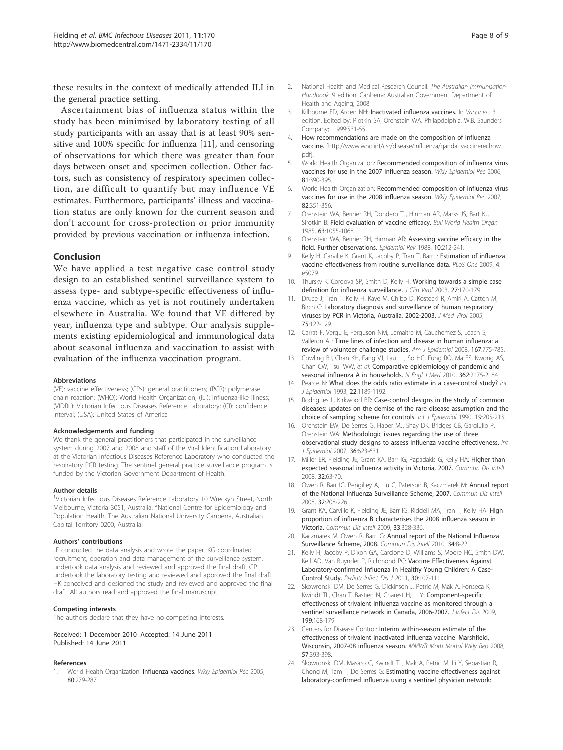these results in the context of medically attended ILI in the general practice setting.

Ascertainment bias of influenza status within the study has been minimised by laboratory testing of all study participants with an assay that is at least 90% sensitive and 100% specific for influenza [11], and censoring of observations for which there was greater than four days between onset and specimen collection. Other factors, such as consistency of respiratory specimen collection, are difficult to quantify but may influence VE estimates. Furthermore, participants' illness and vaccination status are only known for the current season and don't account for cross-protection or prior immunity provided by previous vaccination or influenza infection.

## Conclusion

We have applied a test negative case control study design to an established sentinel surveillance system to assess type- and subtype-specific effectiveness of influenza vaccine, which as yet is not routinely undertaken elsewhere in Australia. We found that VE differed by year, influenza type and subtype. Our analysis supplements existing epidemiological and immunological data about seasonal influenza and vaccination to assist with evaluation of the influenza vaccination program.

#### Abbreviations

(VE): vaccine effectiveness; (GPs): general practitioners; (PCR): polymerase chain reaction; (WHO): World Health Organization; (ILI): influenza-like illness; (VIDRL): Victorian Infectious Diseases Reference Laboratory; (CI): confidence interval; (USA): United States of America

#### Acknowledgements and funding

We thank the general practitioners that participated in the surveillance system during 2007 and 2008 and staff of the Viral Identification Laboratory at the Victorian Infectious Diseases Reference Laboratory who conducted the respiratory PCR testing. The sentinel general practice surveillance program is funded by the Victorian Government Department of Health.

#### Author details

[1]Victorian Infectious Diseases Reference Laboratory 10 Wreckyn Street, North Melbourne, Victoria 3051, Australia. [2]National Centre for Epidemiology and Population Health, The Australian National University Canberra, Australian Capital Territory 0200, Australia.

#### Authors' contributions

JF conducted the data analysis and wrote the paper. KG coordinated recruitment, operation and data management of the surveillance system, undertook data analysis and reviewed and approved the final draft. GP undertook the laboratory testing and reviewed and approved the final draft. HK conceived and designed the study and reviewed and approved the final draft. All authors read and approved the final manuscript.

#### Competing interests

The authors declare that they have no competing interests.

Received: 1 December 2010 Accepted: 14 June 2011
Published: 14 June 2011

#### References

1. World Health Organization: **Influenza vaccines.** *Wkly Epidemiol Rec* 2005, **80**:279-287.
2. National Health and Medical Research Council: *The Australian Immunisation Handbook.* 9 edition. Canberra: Australian Government Department of Health and Ageing; 2008.
3. Kilbourne ED, Arden NH: **Inactivated influenza vaccines.** In *Vaccines..* 3 edition. Edited by: Plotkin SA, Orenstein WA. Philapdelphia, W.B. Saunders Company; 1999:531-551.
4. **How recommendations are made on the composition of influenza vaccine.** [http://www.who.int/csr/disease/influenza/qanda_vaccinerechow.pdf].
5. World Health Organization: **Recommended composition of influenza virus vaccines for use in the 2007 influenza season.** *Wkly Epidemiol Rec* 2006, **81**:390-395.
6. World Health Organization: **Recommended composition of influenza virus vaccines for use in the 2008 influenza season.** *Wkly Epidemiol Rec* 2007, **82**:351-356.
7. Orenstein WA, Bernier RH, Dondero TJ, Hinman AR, Marks JS, Bart KJ, Sirotkin B: **Field evaluation of vaccine efficacy.** *Bull World Health Organ* 1985, **63**:1055-1068.
8. Orenstein WA, Bernier RH, Hinman AR: **Assessing vaccine efficacy in the field. Further observations.** *Epidemiol Rev* 1988, **10**:212-241.
9. Kelly H, Carville K, Grant K, Jacoby P, Tran T, Barr I: **Estimation of influenza vaccine effectiveness from routine surveillance data.** *PLoS One* 2009, **4**: e5079.
10. Thursky K, Cordova SP, Smith D, Kelly H: **Working towards a simple case definition for influenza surveillance.** *J Clin Virol* 2003, **27**:170-179.
11. Druce J, Tran T, Kelly H, Kaye M, Chibo D, Kostecki R, Amiri A, Catton M, Birch C: **Laboratory diagnosis and surveillance of human respiratory viruses by PCR in Victoria, Australia, 2002-2003.** *J Med Virol* 2005, **75**:122-129.
12. Carrat F, Vergu E, Ferguson NM, Lemaitre M, Cauchemez S, Leach S, Valleron AJ: **Time lines of infection and disease in human influenza: a review of volunteer challenge studies.** *Am J Epidemiol* 2008, **167**:775-785.
13. Cowling BJ, Chan KH, Fang VJ, Lau LL, So HC, Fung RO, Ma ES, Kwong AS, Chan CW, Tsui WW, *et al*: **Comparative epidemiology of pandemic and seasonal influenza A in households.** *N Engl J Med* 2010, **362**:2175-2184.
14. Pearce N: **What does the odds ratio estimate in a case-control study?** *Int J Epidemiol* 1993, **22**:1189-1192.
15. Rodrigues L, Kirkwood BR: **Case-control designs in the study of common diseases: updates on the demise of the rare disease assumption and the choice of sampling scheme for controls.** *Int J Epidemiol* 1990, **19**:205-213.
16. Orenstein EW, De Serres G, Haber MJ, Shay DK, Bridges CB, Gargiullo P, Orenstein WA: **Methodologic issues regarding the use of three observational study designs to assess influenza vaccine effectiveness.** *Int J Epidemiol* 2007, **36**:623-631.
17. Miller ER, Fielding JE, Grant KA, Barr IG, Papadakis G, Kelly HA: **Higher than expected seasonal influenza activity in Victoria, 2007.** *Commun Dis Intell* 2008, **32**:63-70.
18. Owen R, Barr IG, Pengilley A, Liu C, Paterson B, Kaczmarek M: **Annual report of the National Influenza Surveillance Scheme, 2007.** *Commun Dis Intell* 2008, **32**:208-226.
19. Grant KA, Carville K, Fielding JE, Barr IG, Riddell MA, Tran T, Kelly HA: **High proportion of influenza B characterises the 2008 influenza season in Victoria.** *Commun Dis Intell* 2009, **33**:328-336.
20. Kaczmarek M, Owen R, Barr IG: **Annual report of the National Influenza Surveillance Scheme, 2008.** *Commun Dis Intell* 2010, **34**:8-22.
21. Kelly H, Jacoby P, Dixon GA, Carcione D, Williams S, Moore HC, Smith DW, Keil AD, Van Buynder P, Richmond PC: **Vaccine Effectiveness Against Laboratory-confirmed Influenza in Healthy Young Children: A Case-Control Study.** *Pediatr Infect Dis J* 2011, **30**:107-111.
22. Skowronski DM, De Serres G, Dickinson J, Petric M, Mak A, Fonseca K, Kwindt TL, Chan T, Bastien N, Charest H, Li Y: **Component-specific effectiveness of trivalent influenza vaccine as monitored through a sentinel surveillance network in Canada, 2006-2007.** *J Infect Dis* 2009, **199**:168-179.
23. Centers for Disease Control: **Interim within-season estimate of the effectiveness of trivalent inactivated influenza vaccine–Marshfield, Wisconsin, 2007-08 influenza season.** *MMWR Morb Mortal Wkly Rep* 2008, **57**:393-398.
24. Skowronski DM, Masaro C, Kwindt TL, Mak A, Petric M, Li Y, Sebastian R, Chong M, Tam T, De Serres G: **Estimating vaccine effectiveness against laboratory-confirmed influenza using a sentinel physician network:**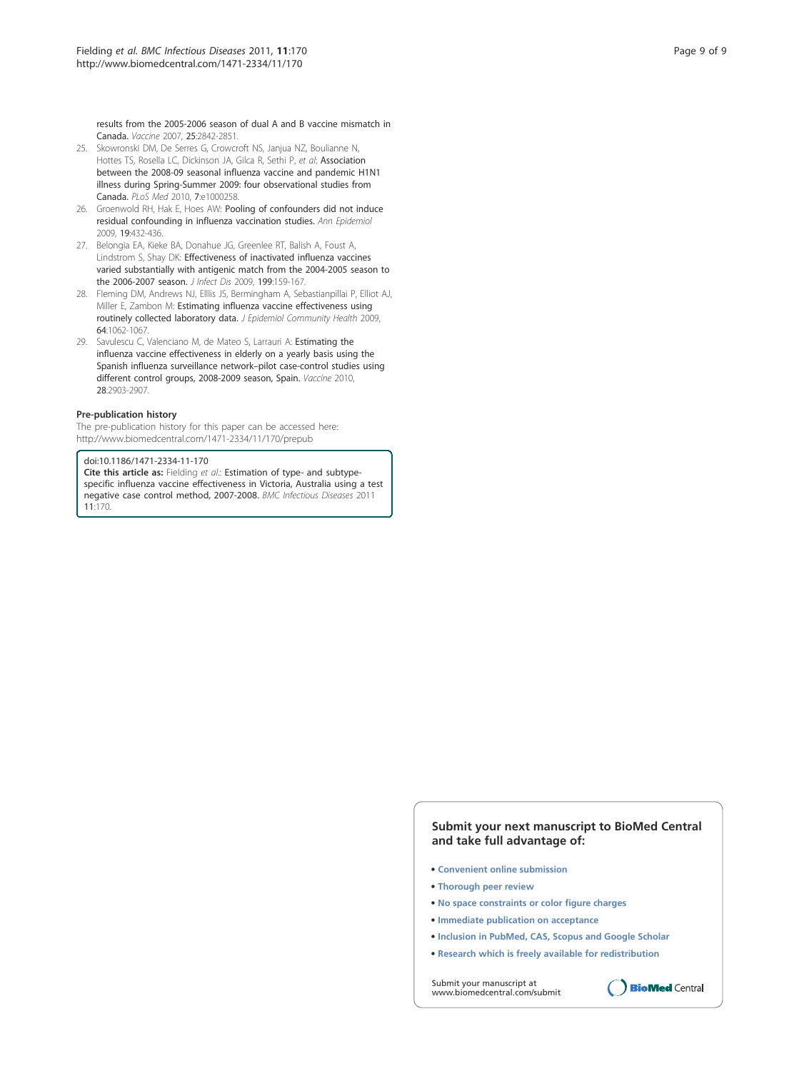results from the 2005-2006 season of dual A and B vaccine mismatch in Canada. *Vaccine* 2007, **25**:2842-2851.

25. Skowronski DM, De Serres G, Crowcroft NS, Janjua NZ, Boulianne N, Hottes TS, Rosella LC, Dickinson JA, Gilca R, Sethi P, *et al*: **Association between the 2008-09 seasonal influenza vaccine and pandemic H1N1 illness during Spring-Summer 2009: four observational studies from Canada.** *PLoS Med* 2010, **7**:e1000258.
26. Groenwold RH, Hak E, Hoes AW: **Pooling of confounders did not induce residual confounding in influenza vaccination studies.** *Ann Epidemiol* 2009, **19**:432-436.
27. Belongia EA, Kieke BA, Donahue JG, Greenlee RT, Balish A, Foust A, Lindstrom S, Shay DK: **Effectiveness of inactivated influenza vaccines varied substantially with antigenic match from the 2004-2005 season to the 2006-2007 season.** *J Infect Dis* 2009, **199**:159-167.
28. Fleming DM, Andrews NJ, Elllis JS, Bermingham A, Sebastianpillai P, Elliot AJ, Miller E, Zambon M: **Estimating influenza vaccine effectiveness using routinely collected laboratory data.** *J Epidemiol Community Health* 2009, **64**:1062-1067.
29. Savulescu C, Valenciano M, de Mateo S, Larrauri A: **Estimating the influenza vaccine effectiveness in elderly on a yearly basis using the Spanish influenza surveillance network–pilot case-control studies using different control groups, 2008-2009 season, Spain.** *Vaccine* 2010, **28**:2903-2907.

### Pre-publication history

The pre-publication history for this paper can be accessed here:
http://www.biomedcentral.com/1471-2334/11/170/prepub

doi:10.1186/1471-2334-11-170
**Cite this article as:** Fielding *et al.*: **Estimation of type- and subtype-specific influenza vaccine effectiveness in Victoria, Australia using a test negative case control method, 2007-2008.** *BMC Infectious Diseases* 2011 **11**:170.

**Submit your next manuscript to BioMed Central and take full advantage of:**

- **Convenient online submission**
- **Thorough peer review**
- **No space constraints or color figure charges**
- **Immediate publication on acceptance**
- **Inclusion in PubMed, CAS, Scopus and Google Scholar**
- **Research which is freely available for redistribution**

Submit your manuscript at
www.biomedcentral.com/submit

BioMed Central